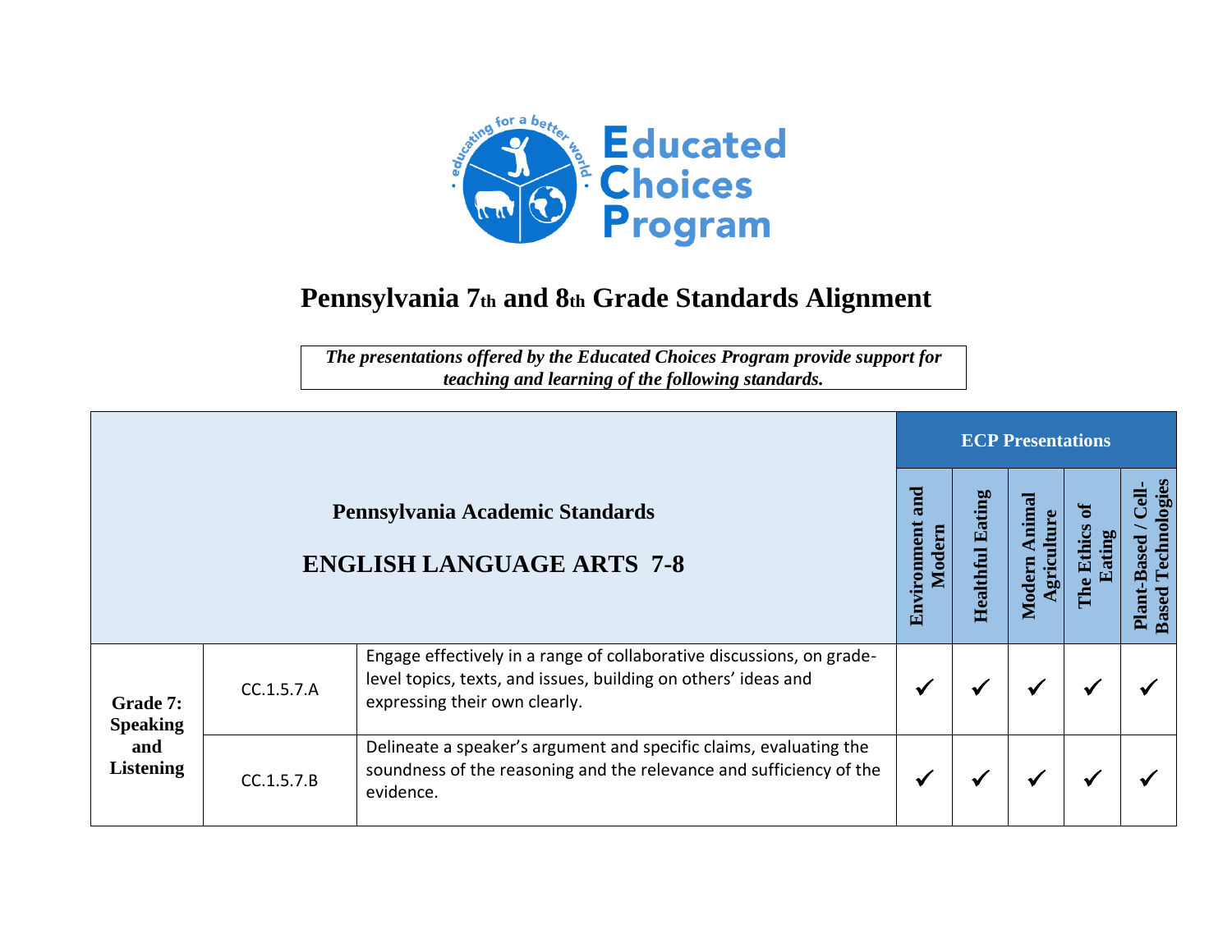# Pennsylvania 7th and 8th Grade Standards Alignment

***The presentations offered by the Educated Choices Program provide support for teaching and learning of the following standards.***

| **Pennsylvania Academic Standards**<br><br>**ENGLISH LANGUAGE ARTS 7-8** | | | **ECP Presentations** | | | | |
|---|---|---|---|---|---|---|---|
| | | | **Environment and Modern** | **Healthful Eating** | **Modern Animal Agriculture** | **The Ethics of Eating** | **Plant-Based / Cell-Based Technologies** |
| **Grade 7: Speaking and Listening** | CC.1.5.7.A | Engage effectively in a range of collaborative discussions, on grade-level topics, texts, and issues, building on others' ideas and expressing their own clearly. | ✓ | ✓ | ✓ | ✓ | ✓ |
| | CC.1.5.7.B | Delineate a speaker's argument and specific claims, evaluating the soundness of the reasoning and the relevance and sufficiency of the evidence. | ✓ | ✓ | ✓ | ✓ | ✓ |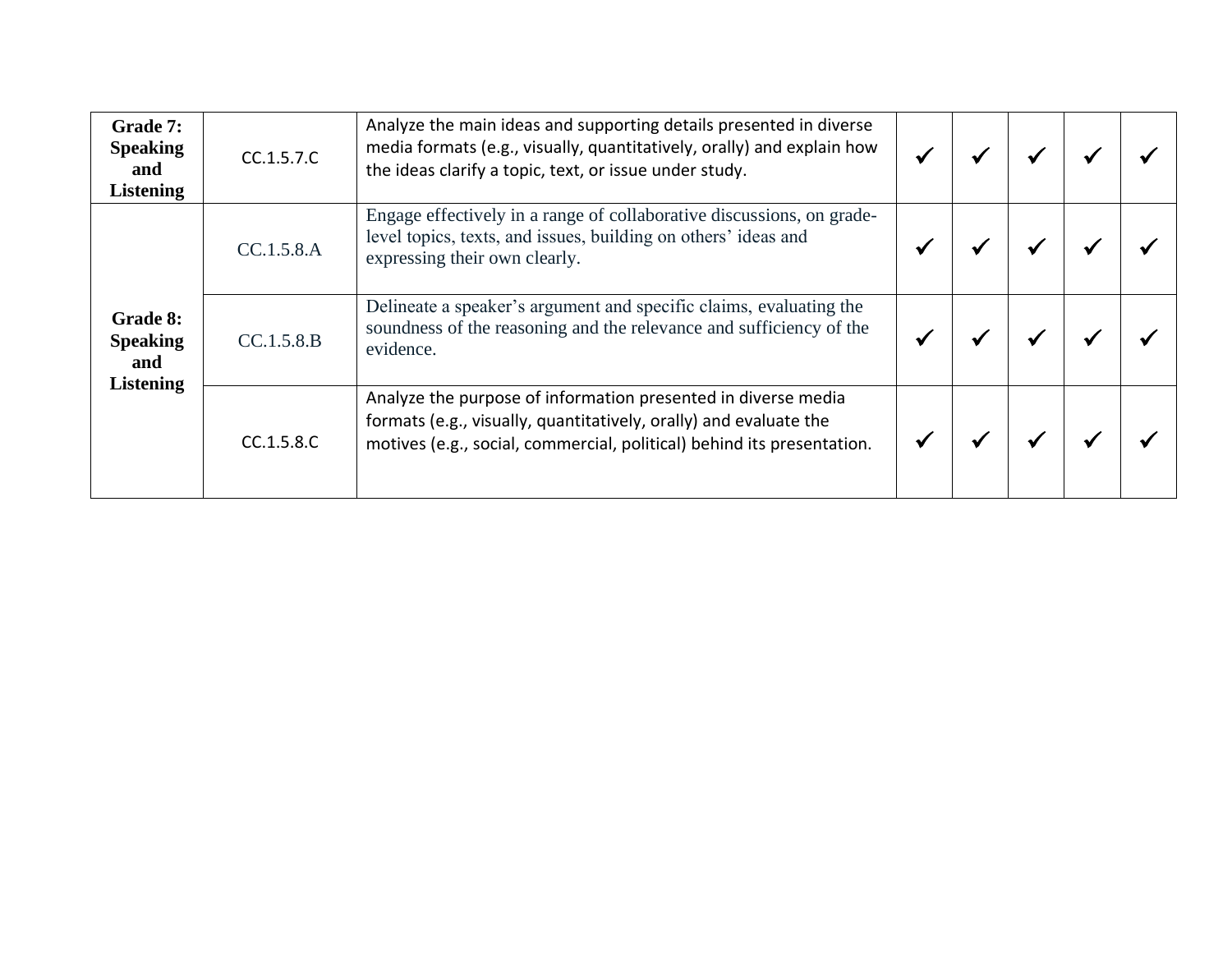| | | | | | | | |
|---|---|---|---|---|---|---|---|
| **Grade 7: Speaking and Listening** | CC.1.5.7.C | Analyze the main ideas and supporting details presented in diverse media formats (e.g., visually, quantitatively, orally) and explain how the ideas clarify a topic, text, or issue under study. | ✓ | ✓ | ✓ | ✓ | ✓ |
| **Grade 8: Speaking and Listening** | CC.1.5.8.A | Engage effectively in a range of collaborative discussions, on grade-level topics, texts, and issues, building on others' ideas and expressing their own clearly. | ✓ | ✓ | ✓ | ✓ | ✓ |
| | CC.1.5.8.B | Delineate a speaker's argument and specific claims, evaluating the soundness of the reasoning and the relevance and sufficiency of the evidence. | ✓ | ✓ | ✓ | ✓ | ✓ |
| | CC.1.5.8.C | Analyze the purpose of information presented in diverse media formats (e.g., visually, quantitatively, orally) and evaluate the motives (e.g., social, commercial, political) behind its presentation. | ✓ | ✓ | ✓ | ✓ | ✓ |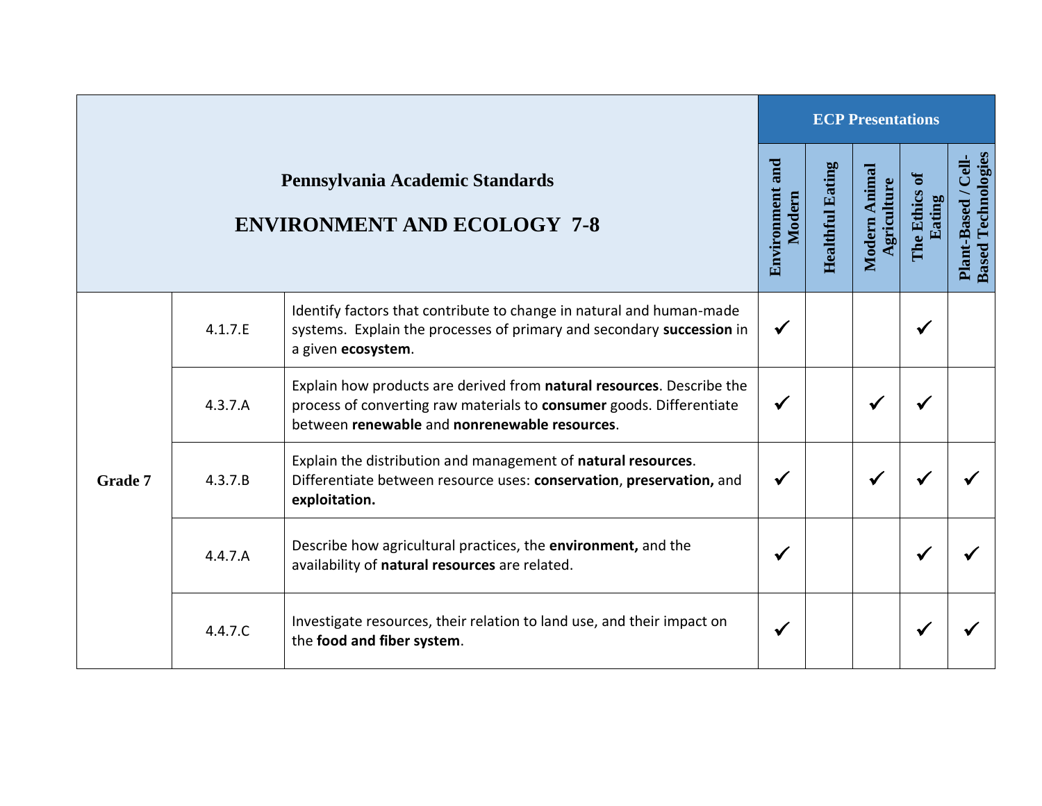| Pennsylvania Academic Standards<br><br>ENVIRONMENT AND ECOLOGY 7-8 | | | ECP Presentations | | | | |
|---|---|---|---|---|---|---|---|
| | | | Environment and Modern | Healthful Eating | Modern Animal Agriculture | The Ethics of Eating | Plant-Based / Cell-Based Technologies |
| Grade 7 | 4.1.7.E | Identify factors that contribute to change in natural and human-made systems. Explain the processes of primary and secondary **succession** in a given **ecosystem**. | ✓ | | | ✓ | |
| | 4.3.7.A | Explain how products are derived from **natural resources**. Describe the process of converting raw materials to **consumer** goods. Differentiate between **renewable** and **nonrenewable resources**. | ✓ | | ✓ | ✓ | |
| | 4.3.7.B | Explain the distribution and management of **natural resources**. Differentiate between resource uses: **conservation**, **preservation,** and **exploitation.** | ✓ | | ✓ | ✓ | ✓ |
| | 4.4.7.A | Describe how agricultural practices, the **environment,** and the availability of **natural resources** are related. | ✓ | | | ✓ | ✓ |
| | 4.4.7.C | Investigate resources, their relation to land use, and their impact on the **food and fiber system**. | ✓ | | | ✓ | ✓ |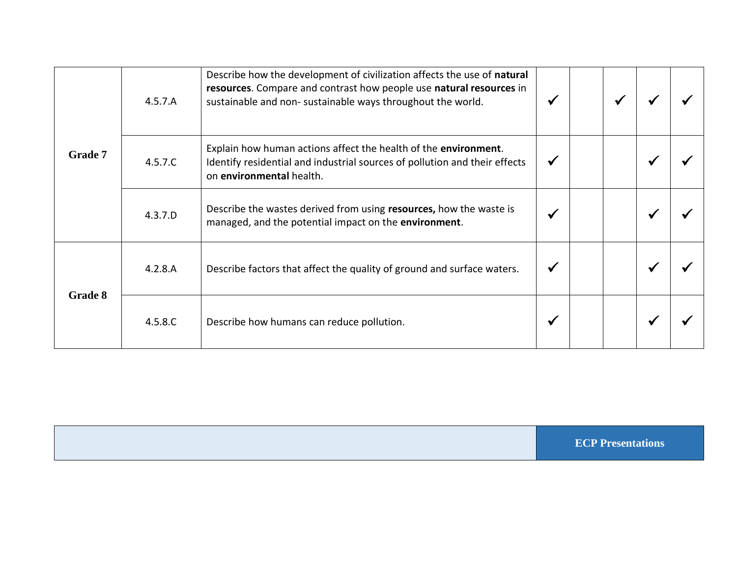| | | | | | | | |
|---|---|---|---|---|---|---|---|
| **Grade 7** | 4.5.7.A | Describe how the development of civilization affects the use of **natural resources**. Compare and contrast how people use **natural resources** in sustainable and non- sustainable ways throughout the world. | ✓ | | ✓ | ✓ | ✓ |
| | 4.5.7.C | Explain how human actions affect the health of the **environment**. Identify residential and industrial sources of pollution and their effects on **environmental** health. | ✓ | | | ✓ | ✓ |
| | 4.3.7.D | Describe the wastes derived from using **resources,** how the waste is managed, and the potential impact on the **environment**. | ✓ | | | ✓ | ✓ |
| **Grade 8** | 4.2.8.A | Describe factors that affect the quality of ground and surface waters. | ✓ | | | ✓ | ✓ |
| | 4.5.8.C | Describe how humans can reduce pollution. | ✓ | | | ✓ | ✓ |

| | |
|---|---|
| | **ECP Presentations** |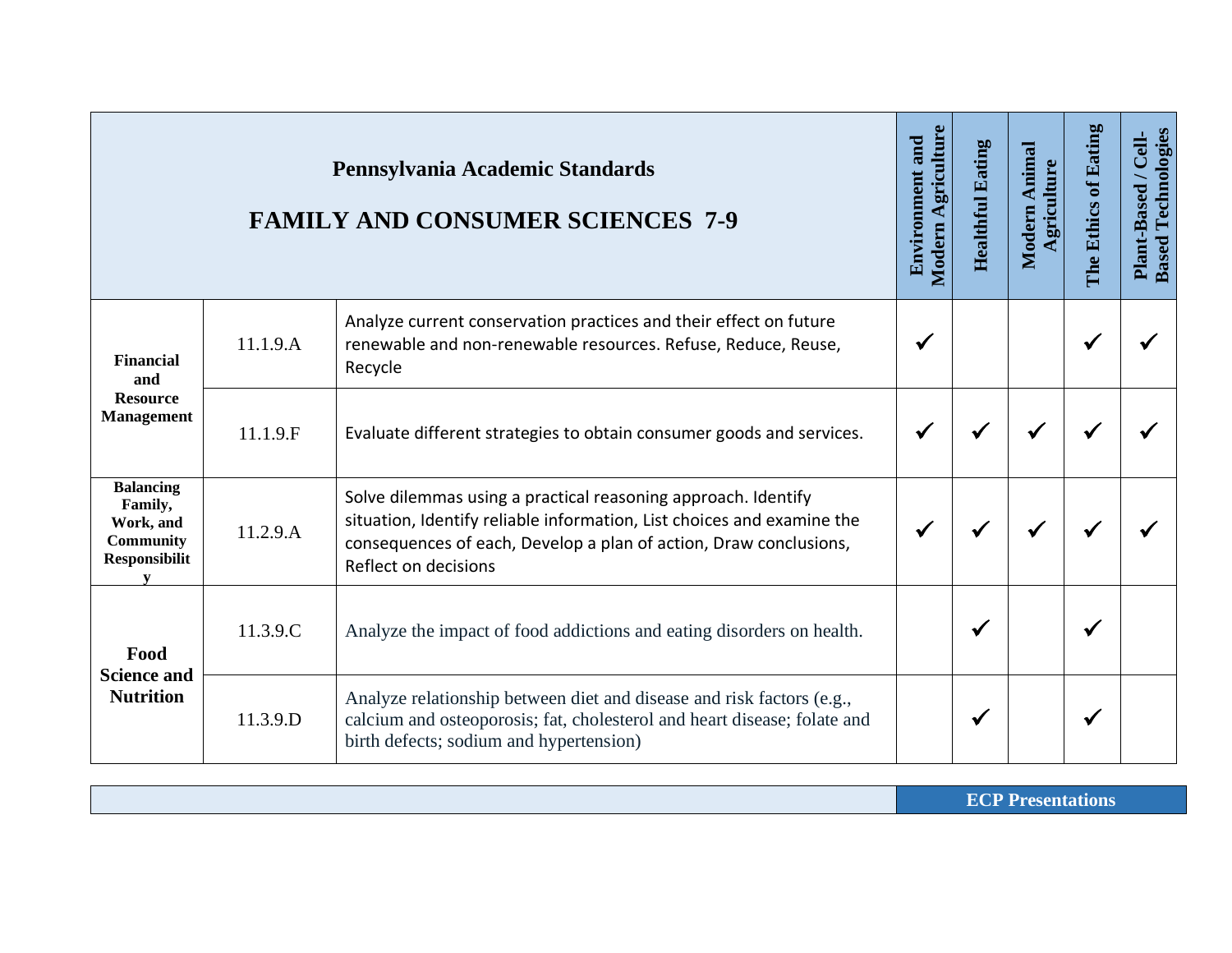| Pennsylvania Academic Standards<br>FAMILY AND CONSUMER SCIENCES 7-9 | | | Environment and Modern Agriculture | Healthful Eating | Modern Animal Agriculture | The Ethics of Eating | Plant-Based / Cell-Based Technologies |
|---|---|---|---|---|---|---|---|
| Financial and Resource Management | 11.1.9.A | Analyze current conservation practices and their effect on future renewable and non-renewable resources. Refuse, Reduce, Reuse, Recycle | ✓ | | | ✓ | ✓ |
| | 11.1.9.F | Evaluate different strategies to obtain consumer goods and services. | ✓ | ✓ | ✓ | ✓ | ✓ |
| Balancing Family, Work, and Community Responsibility | 11.2.9.A | Solve dilemmas using a practical reasoning approach. Identify situation, Identify reliable information, List choices and examine the consequences of each, Develop a plan of action, Draw conclusions, Reflect on decisions | ✓ | ✓ | ✓ | ✓ | ✓ |
| Food Science and Nutrition | 11.3.9.C | Analyze the impact of food addictions and eating disorders on health. | | ✓ | | ✓ | |
| | 11.3.9.D | Analyze relationship between diet and disease and risk factors (e.g., calcium and osteoporosis; fat, cholesterol and heart disease; folate and birth defects; sodium and hypertension) | | ✓ | | ✓ | |

**ECP Presentations**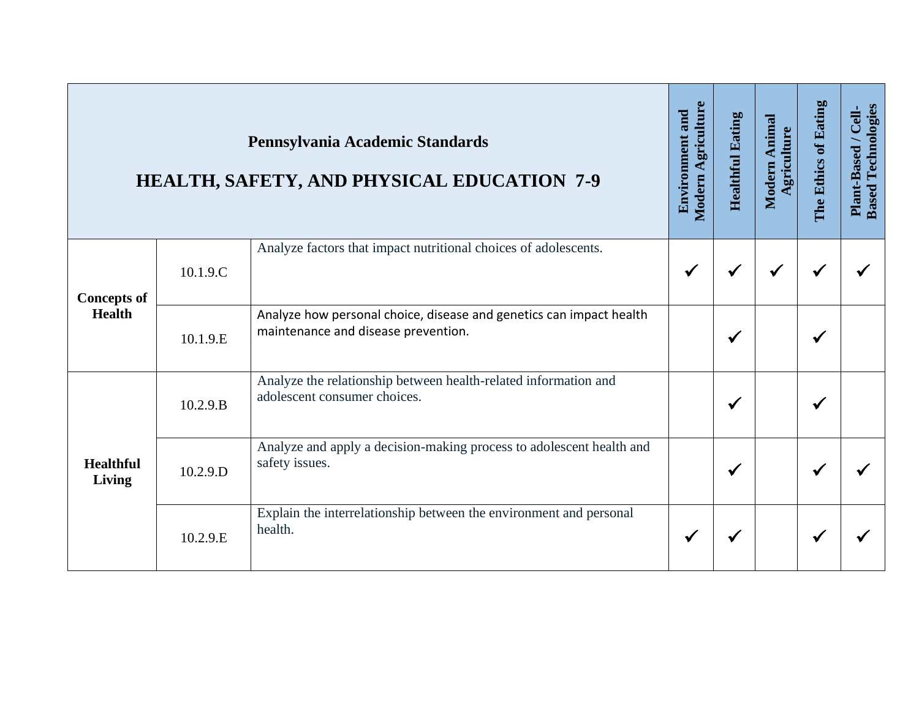| **Pennsylvania Academic Standards**<br><br>**HEALTH, SAFETY, AND PHYSICAL EDUCATION 7-9** | | | **Environment and Modern Agriculture** | **Healthful Eating** | **Modern Animal Agriculture** | **The Ethics of Eating** | **Plant-Based / Cell-Based Technologies** |
|---|---|---|---|---|---|---|---|
| **Concepts of Health** | 10.1.9.C | Analyze factors that impact nutritional choices of adolescents. | ✓ | ✓ | ✓ | ✓ | ✓ |
| | 10.1.9.E | Analyze how personal choice, disease and genetics can impact health maintenance and disease prevention. | | ✓ | | ✓ | |
| **Healthful Living** | 10.2.9.B | Analyze the relationship between health-related information and adolescent consumer choices. | | ✓ | | ✓ | |
| | 10.2.9.D | Analyze and apply a decision-making process to adolescent health and safety issues. | | ✓ | | ✓ | ✓ |
| | 10.2.9.E | Explain the interrelationship between the environment and personal health. | ✓ | ✓ | | ✓ | ✓ |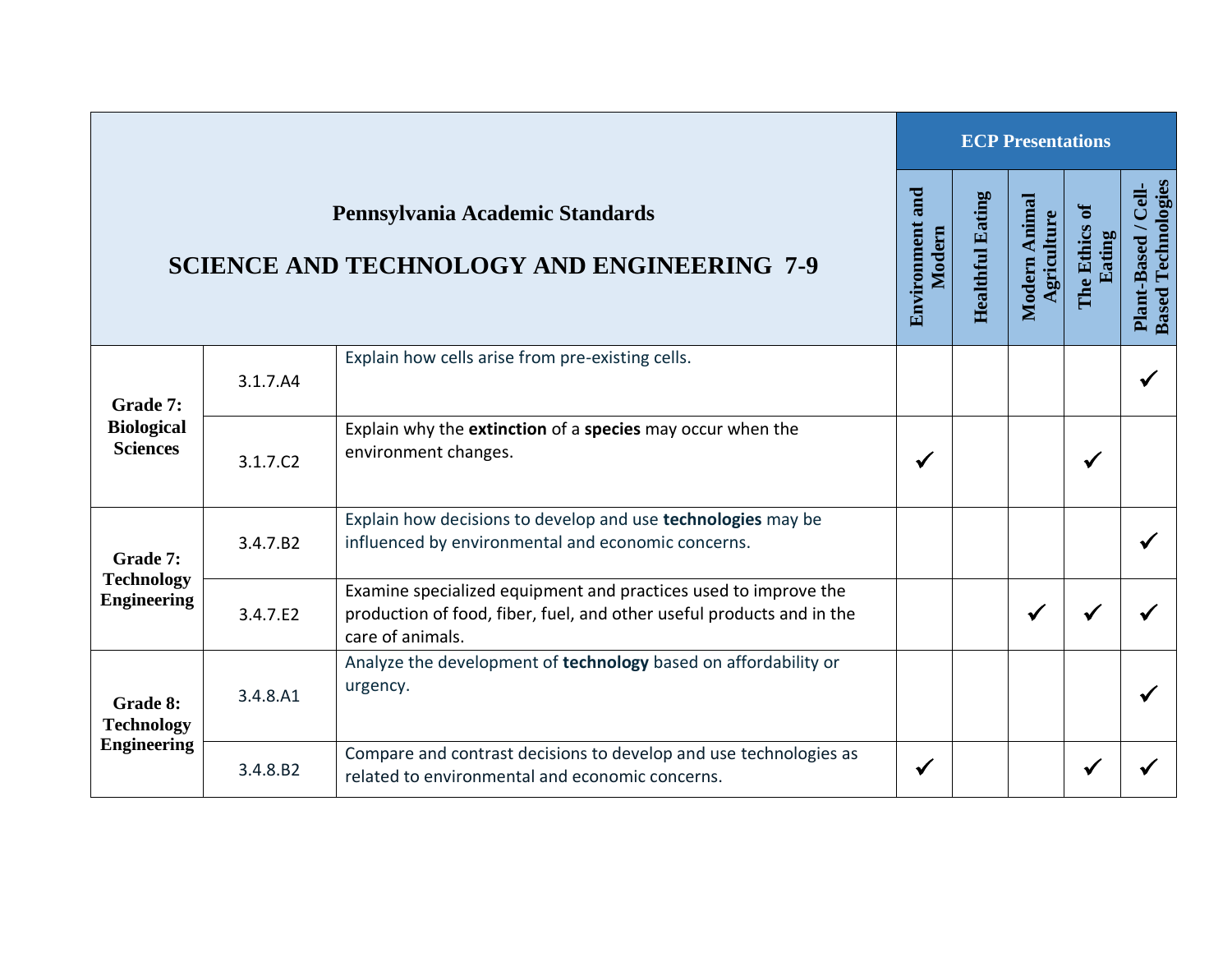| Pennsylvania Academic Standards<br><br>SCIENCE AND TECHNOLOGY AND ENGINEERING 7-9 | | | ECP Presentations | | | | |
|---|---|---|---|---|---|---|---|
| | | | Environment and Modern | Healthful Eating | Modern Animal Agriculture | The Ethics of Eating | Plant-Based / Cell-Based Technologies |
| **Grade 7: Biological Sciences** | 3.1.7.A4 | Explain how cells arise from pre-existing cells. | | | | | ✓ |
| | 3.1.7.C2 | Explain why the **extinction** of a **species** may occur when the environment changes. | ✓ | | | ✓ | |
| **Grade 7: Technology Engineering** | 3.4.7.B2 | Explain how decisions to develop and use **technologies** may be influenced by environmental and economic concerns. | | | | | ✓ |
| | 3.4.7.E2 | Examine specialized equipment and practices used to improve the production of food, fiber, fuel, and other useful products and in the care of animals. | | | ✓ | ✓ | ✓ |
| **Grade 8: Technology Engineering** | 3.4.8.A1 | Analyze the development of **technology** based on affordability or urgency. | | | | | ✓ |
| | 3.4.8.B2 | Compare and contrast decisions to develop and use technologies as related to environmental and economic concerns. | ✓ | | | ✓ | ✓ |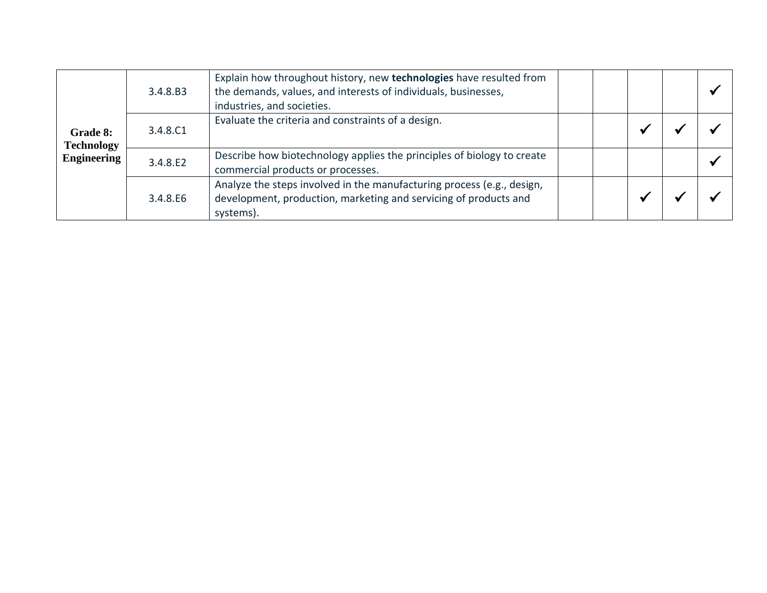| | | | | | | | |
|---|---|---|---|---|---|---|---|
| **Grade 8: Technology Engineering** | 3.4.8.B3 | Explain how throughout history, new **technologies** have resulted from the demands, values, and interests of individuals, businesses, industries, and societies. | | | | | ✓ |
| | 3.4.8.C1 | Evaluate the criteria and constraints of a design. | | | ✓ | ✓ | ✓ |
| | 3.4.8.E2 | Describe how biotechnology applies the principles of biology to create commercial products or processes. | | | | | ✓ |
| | 3.4.8.E6 | Analyze the steps involved in the manufacturing process (e.g., design, development, production, marketing and servicing of products and systems). | | | ✓ | ✓ | ✓ |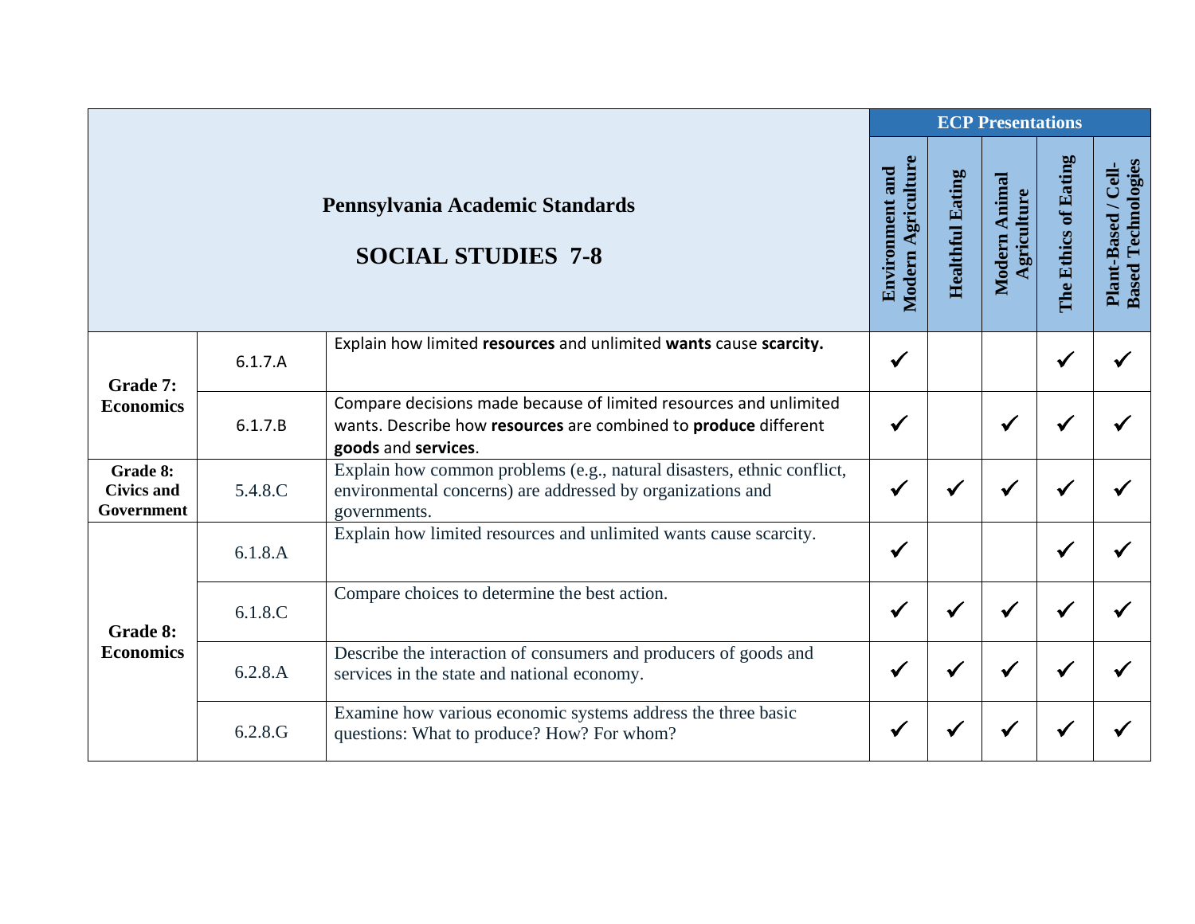| Pennsylvania Academic Standards<br><br>**SOCIAL STUDIES 7-8** | | | ECP Presentations | | | | |
|---|---|---|---|---|---|---|---|
| | | | **Environment and Modern Agriculture** | **Healthful Eating** | **Modern Animal Agriculture** | **The Ethics of Eating** | **Plant-Based / Cell-Based Technologies** |
| **Grade 7: Economics** | 6.1.7.A | Explain how limited **resources** and unlimited **wants** cause **scarcity.** | ✓ | | | ✓ | ✓ |
| | 6.1.7.B | Compare decisions made because of limited resources and unlimited wants. Describe how **resources** are combined to **produce** different **goods** and **services**. | ✓ | | ✓ | ✓ | ✓ |
| **Grade 8: Civics and Government** | 5.4.8.C | Explain how common problems (e.g., natural disasters, ethnic conflict, environmental concerns) are addressed by organizations and governments. | ✓ | ✓ | ✓ | ✓ | ✓ |
| **Grade 8: Economics** | 6.1.8.A | Explain how limited resources and unlimited wants cause scarcity. | ✓ | | | ✓ | ✓ |
| | 6.1.8.C | Compare choices to determine the best action. | ✓ | ✓ | ✓ | ✓ | ✓ |
| | 6.2.8.A | Describe the interaction of consumers and producers of goods and services in the state and national economy. | ✓ | ✓ | ✓ | ✓ | ✓ |
| | 6.2.8.G | Examine how various economic systems address the three basic questions: What to produce? How? For whom? | ✓ | ✓ | ✓ | ✓ | ✓ |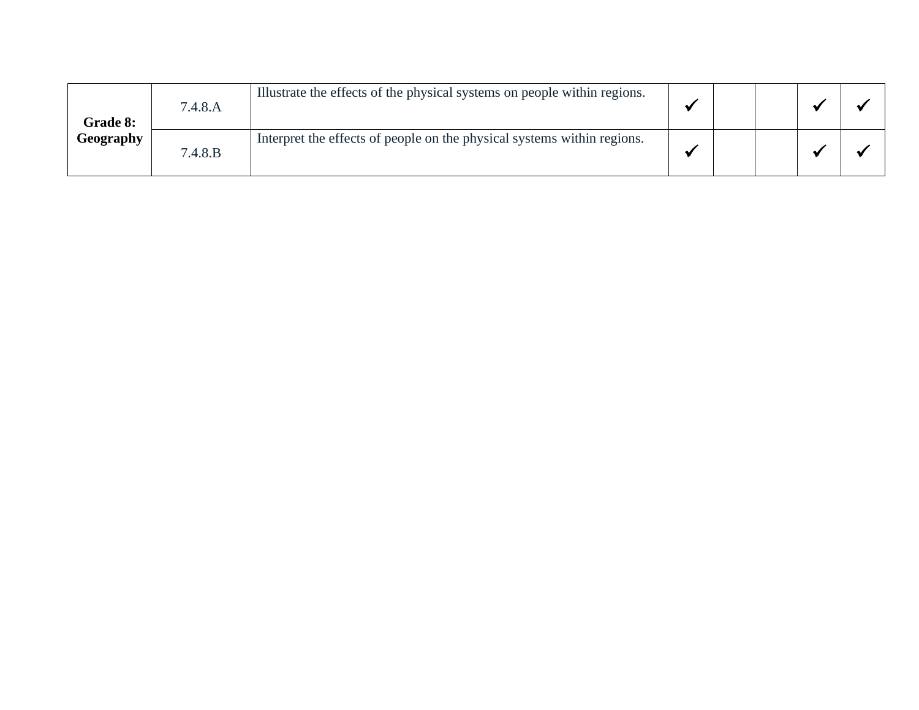| | | | | | | | |
|---|---|---|---|---|---|---|---|
| **Grade 8: Geography** | 7.4.8.A | Illustrate the effects of the physical systems on people within regions. | ✓ | | | ✓ | ✓ |
| | 7.4.8.B | Interpret the effects of people on the physical systems within regions. | ✓ | | | ✓ | ✓ |